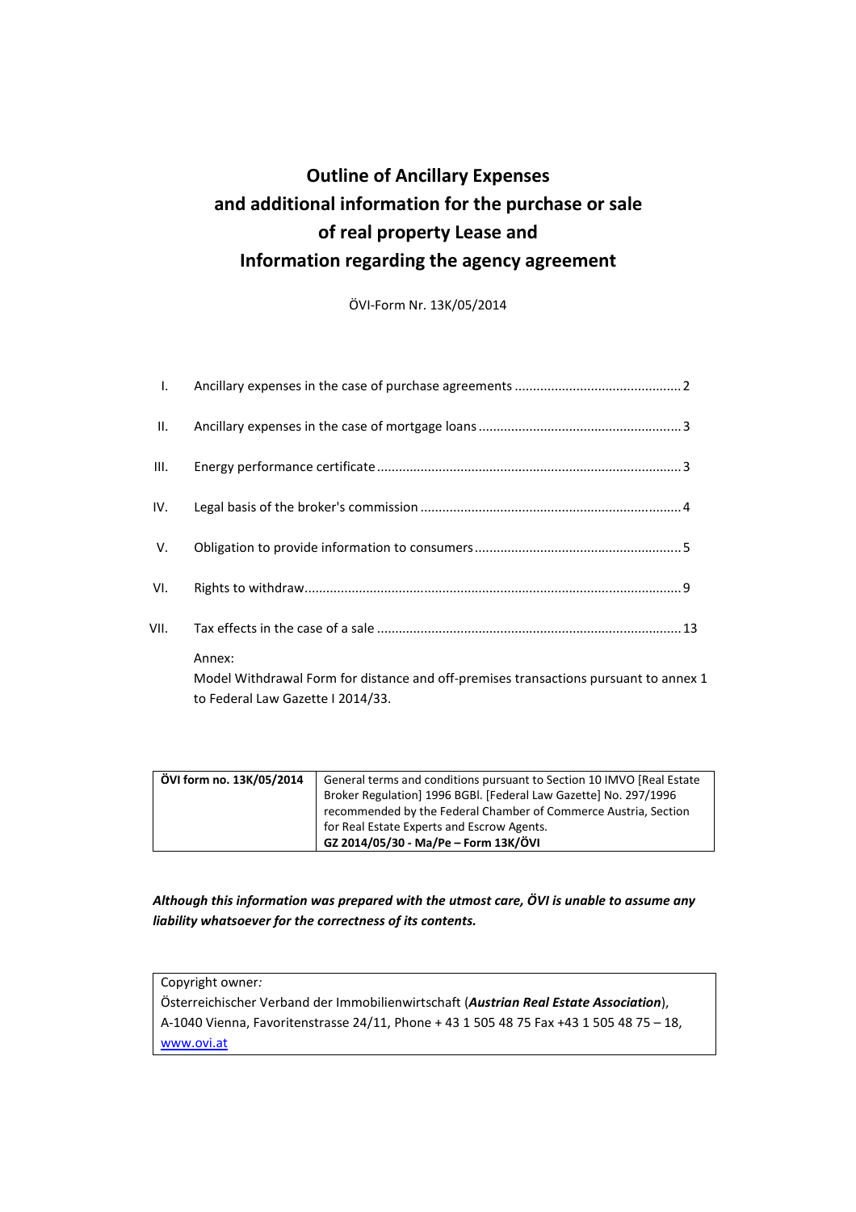# Outline of Ancillary Expenses and additional information for the purchase or sale of real property Lease and Information regarding the agency agreement

ÖVI-Form Nr. 13K/05/2014

| | | |
|---|---|---|
| I. | Ancillary expenses in the case of purchase agreements | 2 |
| II. | Ancillary expenses in the case of mortgage loans | 3 |
| III. | Energy performance certificate | 3 |
| IV. | Legal basis of the broker's commission | 4 |
| V. | Obligation to provide information to consumers | 5 |
| VI. | Rights to withdraw | 9 |
| VII. | Tax effects in the case of a sale | 13 |

Annex:
Model Withdrawal Form for distance and off-premises transactions pursuant to annex 1 to Federal Law Gazette I 2014/33.

| **ÖVI form no. 13K/05/2014** | General terms and conditions pursuant to Section 10 IMVO [Real Estate Broker Regulation] 1996 BGBl. [Federal Law Gazette] No. 297/1996 recommended by the Federal Chamber of Commerce Austria, Section for Real Estate Experts and Escrow Agents. **GZ 2014/05/30 - Ma/Pe – Form 13K/ÖVI** |
|---|---|

***Although this information was prepared with the utmost care, ÖVI is unable to assume any liability whatsoever for the correctness of its contents.***

Copyright owner:
Österreichischer Verband der Immobilienwirtschaft (***Austrian Real Estate Association***), A-1040 Vienna, Favoritenstrasse 24/11, Phone + 43 1 505 48 75 Fax +43 1 505 48 75 – 18, www.ovi.at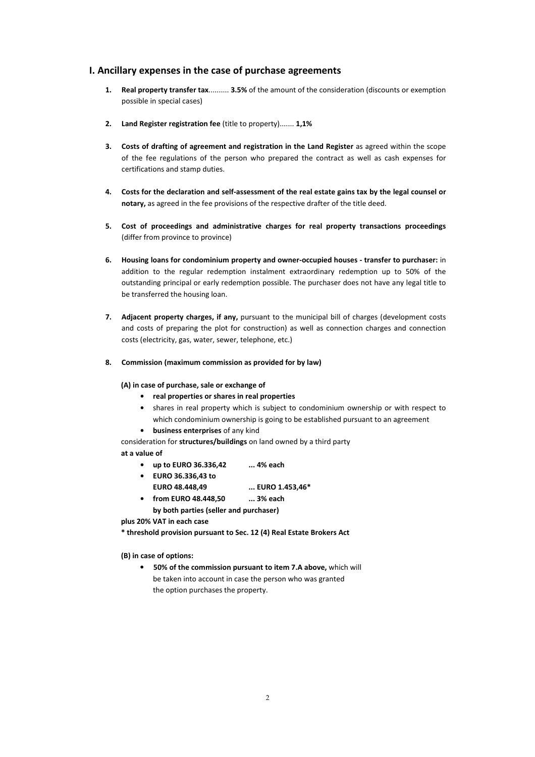## I. Ancillary expenses in the case of purchase agreements

1. **Real property transfer tax**.......... **3.5%** of the amount of the consideration (discounts or exemption possible in special cases)

2. **Land Register registration fee** (title to property)....... **1,1%**

3. **Costs of drafting of agreement and registration in the Land Register** as agreed within the scope of the fee regulations of the person who prepared the contract as well as cash expenses for certifications and stamp duties.

4. **Costs for the declaration and self-assessment of the real estate gains tax by the legal counsel or notary,** as agreed in the fee provisions of the respective drafter of the title deed.

5. **Cost of proceedings and administrative charges for real property transactions proceedings** (differ from province to province)

6. **Housing loans for condominium property and owner-occupied houses - transfer to purchaser:** in addition to the regular redemption instalment extraordinary redemption up to 50% of the outstanding principal or early redemption possible. The purchaser does not have any legal title to be transferred the housing loan.

7. **Adjacent property charges, if any,** pursuant to the municipal bill of charges (development costs and costs of preparing the plot for construction) as well as connection charges and connection costs (electricity, gas, water, sewer, telephone, etc.)

8. **Commission (maximum commission as provided for by law)**

   **(A) in case of purchase, sale or exchange of**

   - **real properties or shares in real properties**
   - shares in real property which is subject to condominium ownership or with respect to which condominium ownership is going to be established pursuant to an agreement
   - **business enterprises** of any kind

   consideration for **structures/buildings** on land owned by a third party

   **at a value of**

   - **up to EURO 36.336,42 ... 4% each**
   - **EURO 36.336,43 to EURO 48.448,49 ... EURO 1.453,46***
   - **from EURO 48.448,50 ... 3% each**

     **by both parties (seller and purchaser)**

   **plus 20% VAT in each case**

   **\* threshold provision pursuant to Sec. 12 (4) Real Estate Brokers Act**

   **(B) in case of options:**

   - **50% of the commission pursuant to item 7.A above,** which will be taken into account in case the person who was granted the option purchases the property.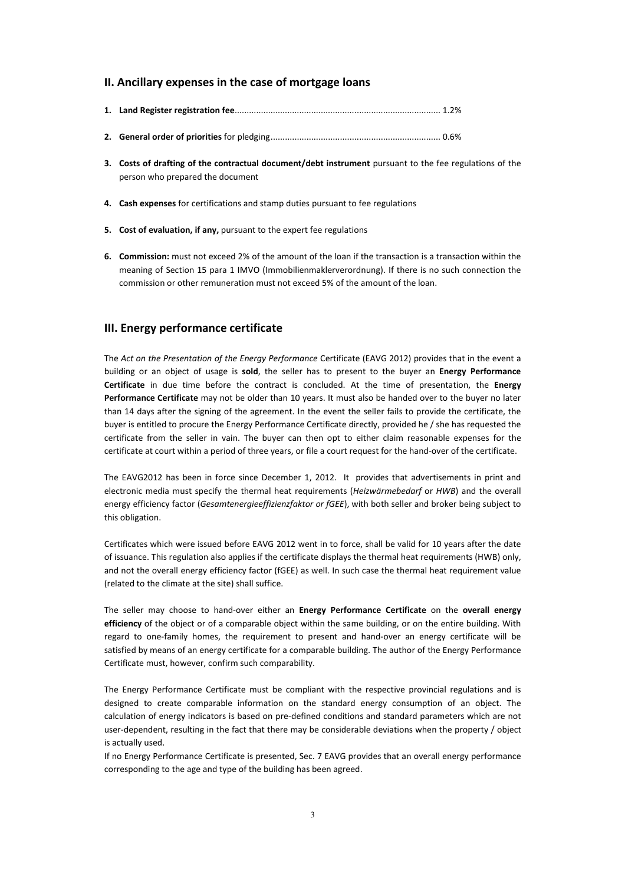## II. Ancillary expenses in the case of mortgage loans

1. **Land Register registration fee**..................................................................................... 1.2%
2. **General order of priorities** for pledging...................................................................... 0.6%
3. **Costs of drafting of the contractual document/debt instrument** pursuant to the fee regulations of the person who prepared the document
4. **Cash expenses** for certifications and stamp duties pursuant to fee regulations
5. **Cost of evaluation, if any,** pursuant to the expert fee regulations
6. **Commission:** must not exceed 2% of the amount of the loan if the transaction is a transaction within the meaning of Section 15 para 1 IMVO (Immobilienmaklerverordnung). If there is no such connection the commission or other remuneration must not exceed 5% of the amount of the loan.

## III. Energy performance certificate

The *Act on the Presentation of the Energy Performance* Certificate (EAVG 2012) provides that in the event a building or an object of usage is **sold**, the seller has to present to the buyer an **Energy Performance Certificate** in due time before the contract is concluded. At the time of presentation, the **Energy Performance Certificate** may not be older than 10 years. It must also be handed over to the buyer no later than 14 days after the signing of the agreement. In the event the seller fails to provide the certificate, the buyer is entitled to procure the Energy Performance Certificate directly, provided he / she has requested the certificate from the seller in vain. The buyer can then opt to either claim reasonable expenses for the certificate at court within a period of three years, or file a court request for the hand-over of the certificate.

The EAVG2012 has been in force since December 1, 2012. It provides that advertisements in print and electronic media must specify the thermal heat requirements (*Heizwärmebedarf* or *HWB*) and the overall energy efficiency factor (*Gesamtenergieeffizienzfaktor or fGEE*), with both seller and broker being subject to this obligation.

Certificates which were issued before EAVG 2012 went in to force, shall be valid for 10 years after the date of issuance. This regulation also applies if the certificate displays the thermal heat requirements (HWB) only, and not the overall energy efficiency factor (fGEE) as well. In such case the thermal heat requirement value (related to the climate at the site) shall suffice.

The seller may choose to hand-over either an **Energy Performance Certificate** on the **overall energy efficiency** of the object or of a comparable object within the same building, or on the entire building. With regard to one-family homes, the requirement to present and hand-over an energy certificate will be satisfied by means of an energy certificate for a comparable building. The author of the Energy Performance Certificate must, however, confirm such comparability.

The Energy Performance Certificate must be compliant with the respective provincial regulations and is designed to create comparable information on the standard energy consumption of an object. The calculation of energy indicators is based on pre-defined conditions and standard parameters which are not user-dependent, resulting in the fact that there may be considerable deviations when the property / object is actually used.

If no Energy Performance Certificate is presented, Sec. 7 EAVG provides that an overall energy performance corresponding to the age and type of the building has been agreed.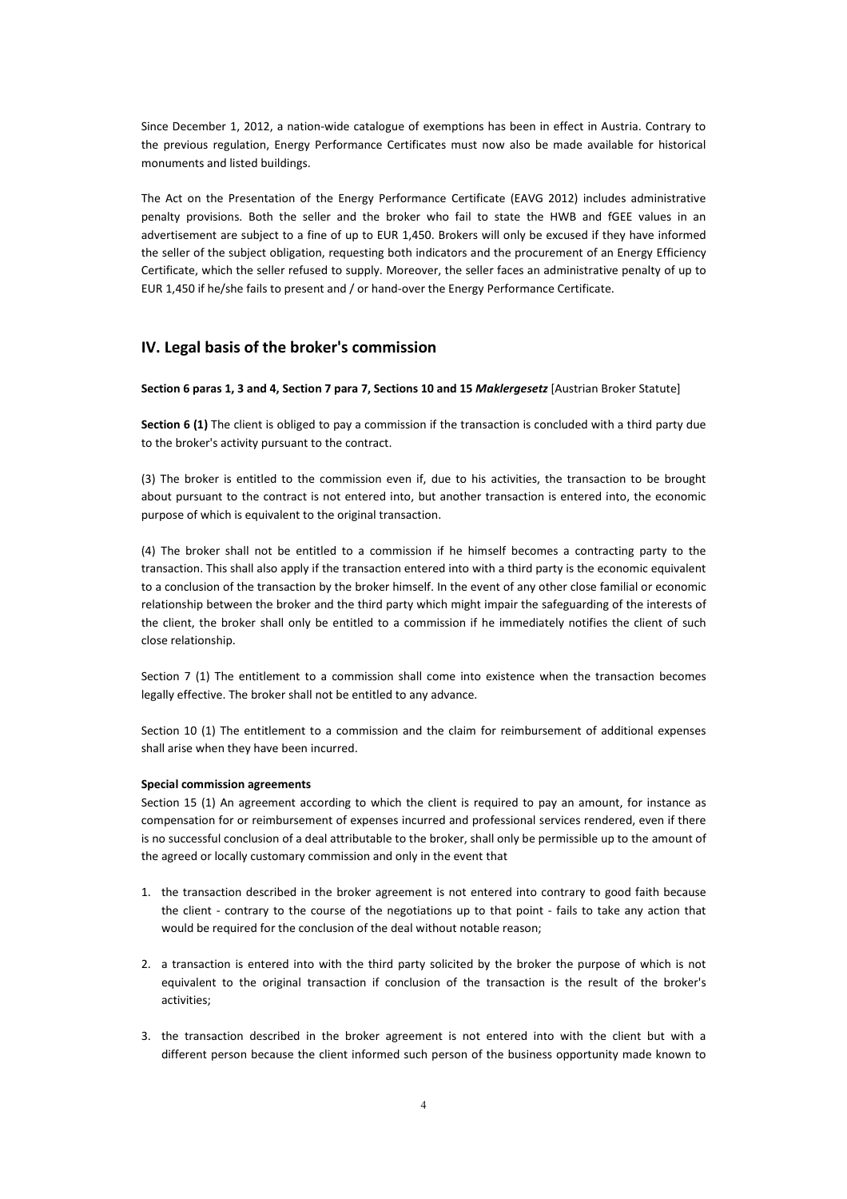Since December 1, 2012, a nation-wide catalogue of exemptions has been in effect in Austria. Contrary to the previous regulation, Energy Performance Certificates must now also be made available for historical monuments and listed buildings.

The Act on the Presentation of the Energy Performance Certificate (EAVG 2012) includes administrative penalty provisions. Both the seller and the broker who fail to state the HWB and fGEE values in an advertisement are subject to a fine of up to EUR 1,450. Brokers will only be excused if they have informed the seller of the subject obligation, requesting both indicators and the procurement of an Energy Efficiency Certificate, which the seller refused to supply. Moreover, the seller faces an administrative penalty of up to EUR 1,450 if he/she fails to present and / or hand-over the Energy Performance Certificate.

## IV. Legal basis of the broker's commission

**Section 6 paras 1, 3 and 4, Section 7 para 7, Sections 10 and 15 *Maklergesetz*** [Austrian Broker Statute]

**Section 6 (1)** The client is obliged to pay a commission if the transaction is concluded with a third party due to the broker's activity pursuant to the contract.

(3) The broker is entitled to the commission even if, due to his activities, the transaction to be brought about pursuant to the contract is not entered into, but another transaction is entered into, the economic purpose of which is equivalent to the original transaction.

(4) The broker shall not be entitled to a commission if he himself becomes a contracting party to the transaction. This shall also apply if the transaction entered into with a third party is the economic equivalent to a conclusion of the transaction by the broker himself. In the event of any other close familial or economic relationship between the broker and the third party which might impair the safeguarding of the interests of the client, the broker shall only be entitled to a commission if he immediately notifies the client of such close relationship.

Section 7 (1) The entitlement to a commission shall come into existence when the transaction becomes legally effective. The broker shall not be entitled to any advance.

Section 10 (1) The entitlement to a commission and the claim for reimbursement of additional expenses shall arise when they have been incurred.

**Special commission agreements**

Section 15 (1) An agreement according to which the client is required to pay an amount, for instance as compensation for or reimbursement of expenses incurred and professional services rendered, even if there is no successful conclusion of a deal attributable to the broker, shall only be permissible up to the amount of the agreed or locally customary commission and only in the event that

1. the transaction described in the broker agreement is not entered into contrary to good faith because the client - contrary to the course of the negotiations up to that point - fails to take any action that would be required for the conclusion of the deal without notable reason;
2. a transaction is entered into with the third party solicited by the broker the purpose of which is not equivalent to the original transaction if conclusion of the transaction is the result of the broker's activities;
3. the transaction described in the broker agreement is not entered into with the client but with a different person because the client informed such person of the business opportunity made known to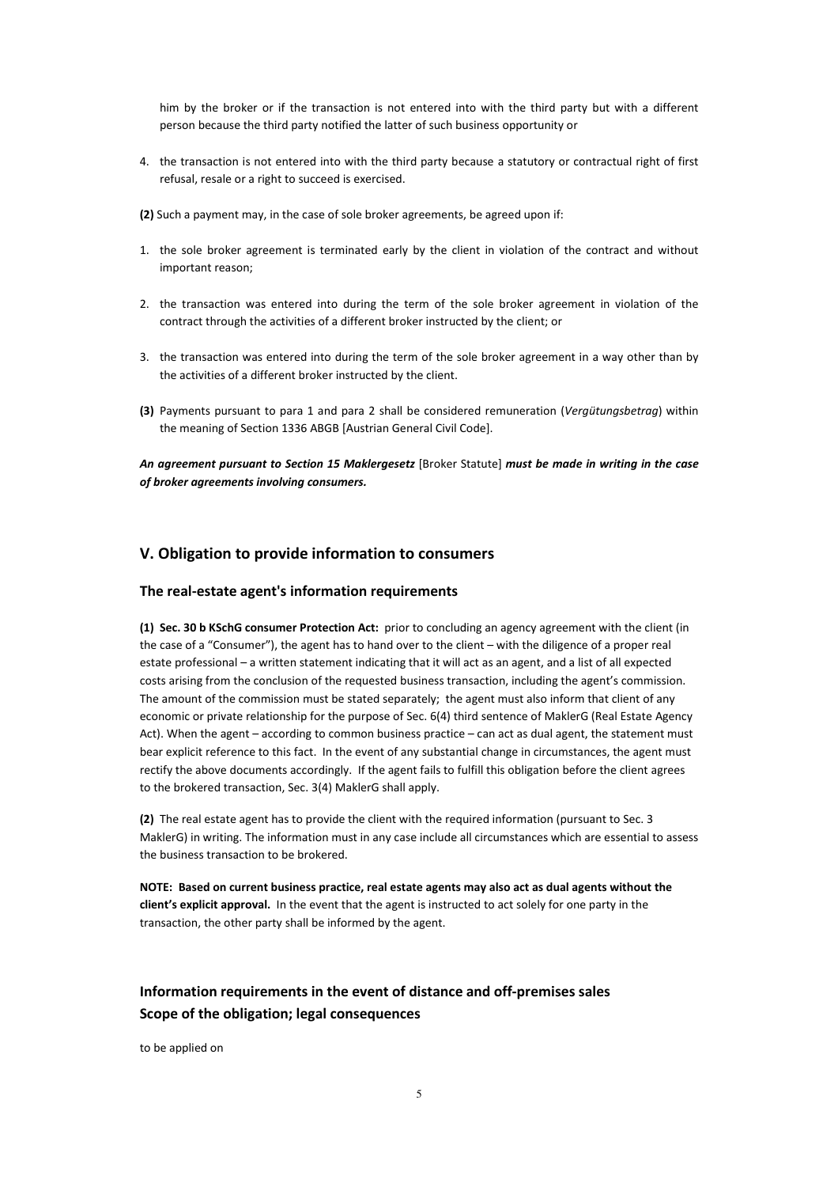him by the broker or if the transaction is not entered into with the third party but with a different person because the third party notified the latter of such business opportunity or

4. the transaction is not entered into with the third party because a statutory or contractual right of first refusal, resale or a right to succeed is exercised.

**(2)** Such a payment may, in the case of sole broker agreements, be agreed upon if:

1. the sole broker agreement is terminated early by the client in violation of the contract and without important reason;
2. the transaction was entered into during the term of the sole broker agreement in violation of the contract through the activities of a different broker instructed by the client; or
3. the transaction was entered into during the term of the sole broker agreement in a way other than by the activities of a different broker instructed by the client.

**(3)** Payments pursuant to para 1 and para 2 shall be considered remuneration (*Vergütungsbetrag*) within the meaning of Section 1336 ABGB [Austrian General Civil Code].

***An agreement pursuant to Section 15 Maklergesetz*** [Broker Statute] ***must be made in writing in the case of broker agreements involving consumers.***

## V. Obligation to provide information to consumers

### The real-estate agent's information requirements

**(1) Sec. 30 b KSchG consumer Protection Act:** prior to concluding an agency agreement with the client (in the case of a "Consumer"), the agent has to hand over to the client – with the diligence of a proper real estate professional – a written statement indicating that it will act as an agent, and a list of all expected costs arising from the conclusion of the requested business transaction, including the agent's commission. The amount of the commission must be stated separately; the agent must also inform that client of any economic or private relationship for the purpose of Sec. 6(4) third sentence of MaklerG (Real Estate Agency Act). When the agent – according to common business practice – can act as dual agent, the statement must bear explicit reference to this fact. In the event of any substantial change in circumstances, the agent must rectify the above documents accordingly. If the agent fails to fulfill this obligation before the client agrees to the brokered transaction, Sec. 3(4) MaklerG shall apply.

**(2)** The real estate agent has to provide the client with the required information (pursuant to Sec. 3 MaklerG) in writing. The information must in any case include all circumstances which are essential to assess the business transaction to be brokered.

**NOTE: Based on current business practice, real estate agents may also act as dual agents without the client's explicit approval.** In the event that the agent is instructed to act solely for one party in the transaction, the other party shall be informed by the agent.

### Information requirements in the event of distance and off-premises sales
### Scope of the obligation; legal consequences

to be applied on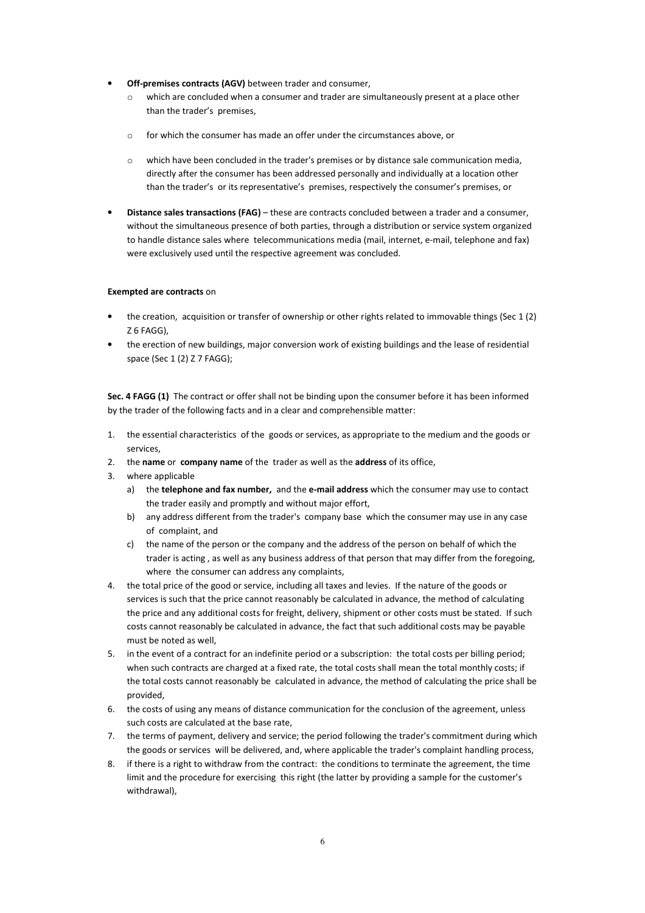- **Off-premises contracts (AGV)** between trader and consumer,
  - which are concluded when a consumer and trader are simultaneously present at a place other than the trader's premises,
  - for which the consumer has made an offer under the circumstances above, or
  - which have been concluded in the trader's premises or by distance sale communication media, directly after the consumer has been addressed personally and individually at a location other than the trader's or its representative's premises, respectively the consumer's premises, or
- **Distance sales transactions (FAG)** – these are contracts concluded between a trader and a consumer, without the simultaneous presence of both parties, through a distribution or service system organized to handle distance sales where telecommunications media (mail, internet, e-mail, telephone and fax) were exclusively used until the respective agreement was concluded.

**Exempted are contracts** on

- the creation, acquisition or transfer of ownership or other rights related to immovable things (Sec 1 (2) Z 6 FAGG),
- the erection of new buildings, major conversion work of existing buildings and the lease of residential space (Sec 1 (2) Z 7 FAGG);

**Sec. 4 FAGG (1)** The contract or offer shall not be binding upon the consumer before it has been informed by the trader of the following facts and in a clear and comprehensible matter:

1. the essential characteristics of the goods or services, as appropriate to the medium and the goods or services,
2. the **name** or **company name** of the trader as well as the **address** of its office,
3. where applicable
   a) the **telephone and fax number,** and the **e-mail address** which the consumer may use to contact the trader easily and promptly and without major effort,
   b) any address different from the trader's company base which the consumer may use in any case of complaint, and
   c) the name of the person or the company and the address of the person on behalf of which the trader is acting , as well as any business address of that person that may differ from the foregoing, where the consumer can address any complaints,
4. the total price of the good or service, including all taxes and levies. If the nature of the goods or services is such that the price cannot reasonably be calculated in advance, the method of calculating the price and any additional costs for freight, delivery, shipment or other costs must be stated. If such costs cannot reasonably be calculated in advance, the fact that such additional costs may be payable must be noted as well,
5. in the event of a contract for an indefinite period or a subscription: the total costs per billing period; when such contracts are charged at a fixed rate, the total costs shall mean the total monthly costs; if the total costs cannot reasonably be calculated in advance, the method of calculating the price shall be provided,
6. the costs of using any means of distance communication for the conclusion of the agreement, unless such costs are calculated at the base rate,
7. the terms of payment, delivery and service; the period following the trader's commitment during which the goods or services will be delivered, and, where applicable the trader's complaint handling process,
8. if there is a right to withdraw from the contract: the conditions to terminate the agreement, the time limit and the procedure for exercising this right (the latter by providing a sample for the customer's withdrawal),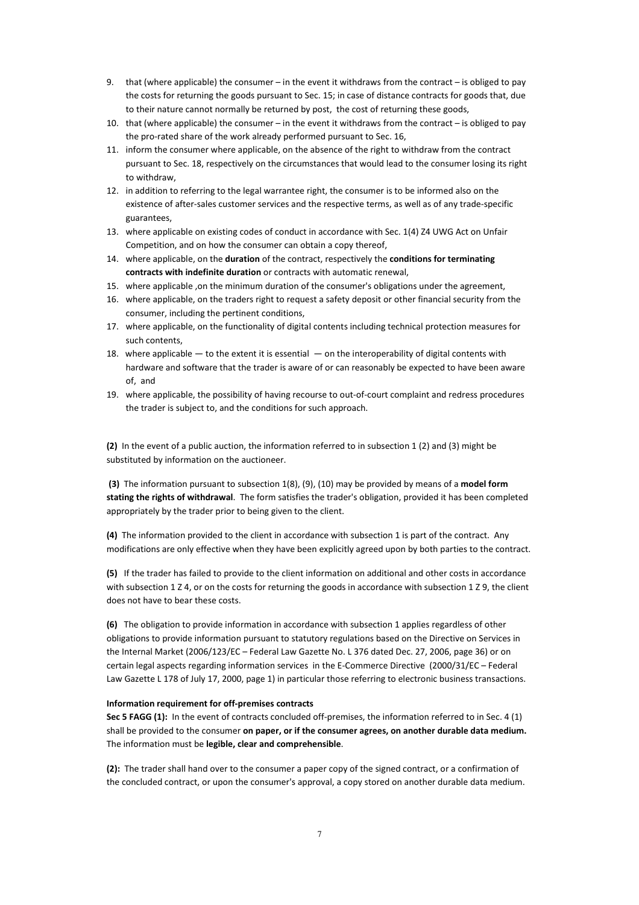9. that (where applicable) the consumer – in the event it withdraws from the contract – is obliged to pay the costs for returning the goods pursuant to Sec. 15; in case of distance contracts for goods that, due to their nature cannot normally be returned by post, the cost of returning these goods,
10. that (where applicable) the consumer – in the event it withdraws from the contract – is obliged to pay the pro-rated share of the work already performed pursuant to Sec. 16,
11. inform the consumer where applicable, on the absence of the right to withdraw from the contract pursuant to Sec. 18, respectively on the circumstances that would lead to the consumer losing its right to withdraw,
12. in addition to referring to the legal warrantee right, the consumer is to be informed also on the existence of after-sales customer services and the respective terms, as well as of any trade-specific guarantees,
13. where applicable on existing codes of conduct in accordance with Sec. 1(4) Z4 UWG Act on Unfair Competition, and on how the consumer can obtain a copy thereof,
14. where applicable, on the **duration** of the contract, respectively the **conditions for terminating contracts with indefinite duration** or contracts with automatic renewal,
15. where applicable ,on the minimum duration of the consumer's obligations under the agreement,
16. where applicable, on the traders right to request a safety deposit or other financial security from the consumer, including the pertinent conditions,
17. where applicable, on the functionality of digital contents including technical protection measures for such contents,
18. where applicable — to the extent it is essential — on the interoperability of digital contents with hardware and software that the trader is aware of or can reasonably be expected to have been aware of, and
19. where applicable, the possibility of having recourse to out-of-court complaint and redress procedures the trader is subject to, and the conditions for such approach.

**(2)** In the event of a public auction, the information referred to in subsection 1 (2) and (3) might be substituted by information on the auctioneer.

**(3)** The information pursuant to subsection 1(8), (9), (10) may be provided by means of a **model form stating the rights of withdrawal**. The form satisfies the trader's obligation, provided it has been completed appropriately by the trader prior to being given to the client.

**(4)** The information provided to the client in accordance with subsection 1 is part of the contract. Any modifications are only effective when they have been explicitly agreed upon by both parties to the contract.

**(5)** If the trader has failed to provide to the client information on additional and other costs in accordance with subsection 1 Z 4, or on the costs for returning the goods in accordance with subsection 1 Z 9, the client does not have to bear these costs.

**(6)** The obligation to provide information in accordance with subsection 1 applies regardless of other obligations to provide information pursuant to statutory regulations based on the Directive on Services in the Internal Market (2006/123/EC – Federal Law Gazette No. L 376 dated Dec. 27, 2006, page 36) or on certain legal aspects regarding information services in the E-Commerce Directive (2000/31/EC – Federal Law Gazette L 178 of July 17, 2000, page 1) in particular those referring to electronic business transactions.

**Information requirement for off-premises contracts**

**Sec 5 FAGG (1):** In the event of contracts concluded off-premises, the information referred to in Sec. 4 (1) shall be provided to the consumer **on paper, or if the consumer agrees, on another durable data medium.** The information must be **legible, clear and comprehensible**.

**(2):** The trader shall hand over to the consumer a paper copy of the signed contract, or a confirmation of the concluded contract, or upon the consumer's approval, a copy stored on another durable data medium.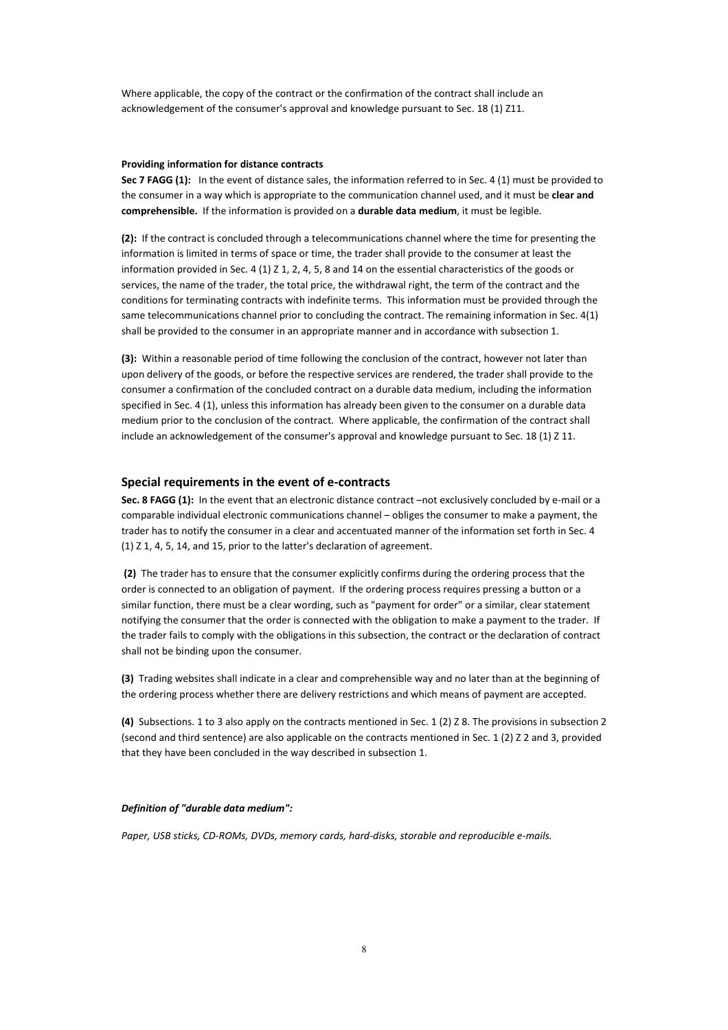Where applicable, the copy of the contract or the confirmation of the contract shall include an acknowledgement of the consumer's approval and knowledge pursuant to Sec. 18 (1) Z11.

#### Providing information for distance contracts

**Sec 7 FAGG (1):** In the event of distance sales, the information referred to in Sec. 4 (1) must be provided to the consumer in a way which is appropriate to the communication channel used, and it must be **clear and comprehensible.** If the information is provided on a **durable data medium**, it must be legible.

**(2):** If the contract is concluded through a telecommunications channel where the time for presenting the information is limited in terms of space or time, the trader shall provide to the consumer at least the information provided in Sec. 4 (1) Z 1, 2, 4, 5, 8 and 14 on the essential characteristics of the goods or services, the name of the trader, the total price, the withdrawal right, the term of the contract and the conditions for terminating contracts with indefinite terms. This information must be provided through the same telecommunications channel prior to concluding the contract. The remaining information in Sec. 4(1) shall be provided to the consumer in an appropriate manner and in accordance with subsection 1.

**(3):** Within a reasonable period of time following the conclusion of the contract, however not later than upon delivery of the goods, or before the respective services are rendered, the trader shall provide to the consumer a confirmation of the concluded contract on a durable data medium, including the information specified in Sec. 4 (1), unless this information has already been given to the consumer on a durable data medium prior to the conclusion of the contract. Where applicable, the confirmation of the contract shall include an acknowledgement of the consumer's approval and knowledge pursuant to Sec. 18 (1) Z 11.

## Special requirements in the event of e-contracts

**Sec. 8 FAGG (1):** In the event that an electronic distance contract –not exclusively concluded by e-mail or a comparable individual electronic communications channel – obliges the consumer to make a payment, the trader has to notify the consumer in a clear and accentuated manner of the information set forth in Sec. 4 (1) Z 1, 4, 5, 14, and 15, prior to the latter's declaration of agreement.

**(2)** The trader has to ensure that the consumer explicitly confirms during the ordering process that the order is connected to an obligation of payment. If the ordering process requires pressing a button or a similar function, there must be a clear wording, such as "payment for order" or a similar, clear statement notifying the consumer that the order is connected with the obligation to make a payment to the trader. If the trader fails to comply with the obligations in this subsection, the contract or the declaration of contract shall not be binding upon the consumer.

**(3)** Trading websites shall indicate in a clear and comprehensible way and no later than at the beginning of the ordering process whether there are delivery restrictions and which means of payment are accepted.

**(4)** Subsections. 1 to 3 also apply on the contracts mentioned in Sec. 1 (2) Z 8. The provisions in subsection 2 (second and third sentence) are also applicable on the contracts mentioned in Sec. 1 (2) Z 2 and 3, provided that they have been concluded in the way described in subsection 1.

***Definition of "durable data medium":***

*Paper, USB sticks, CD-ROMs, DVDs, memory cards, hard-disks, storable and reproducible e-mails.*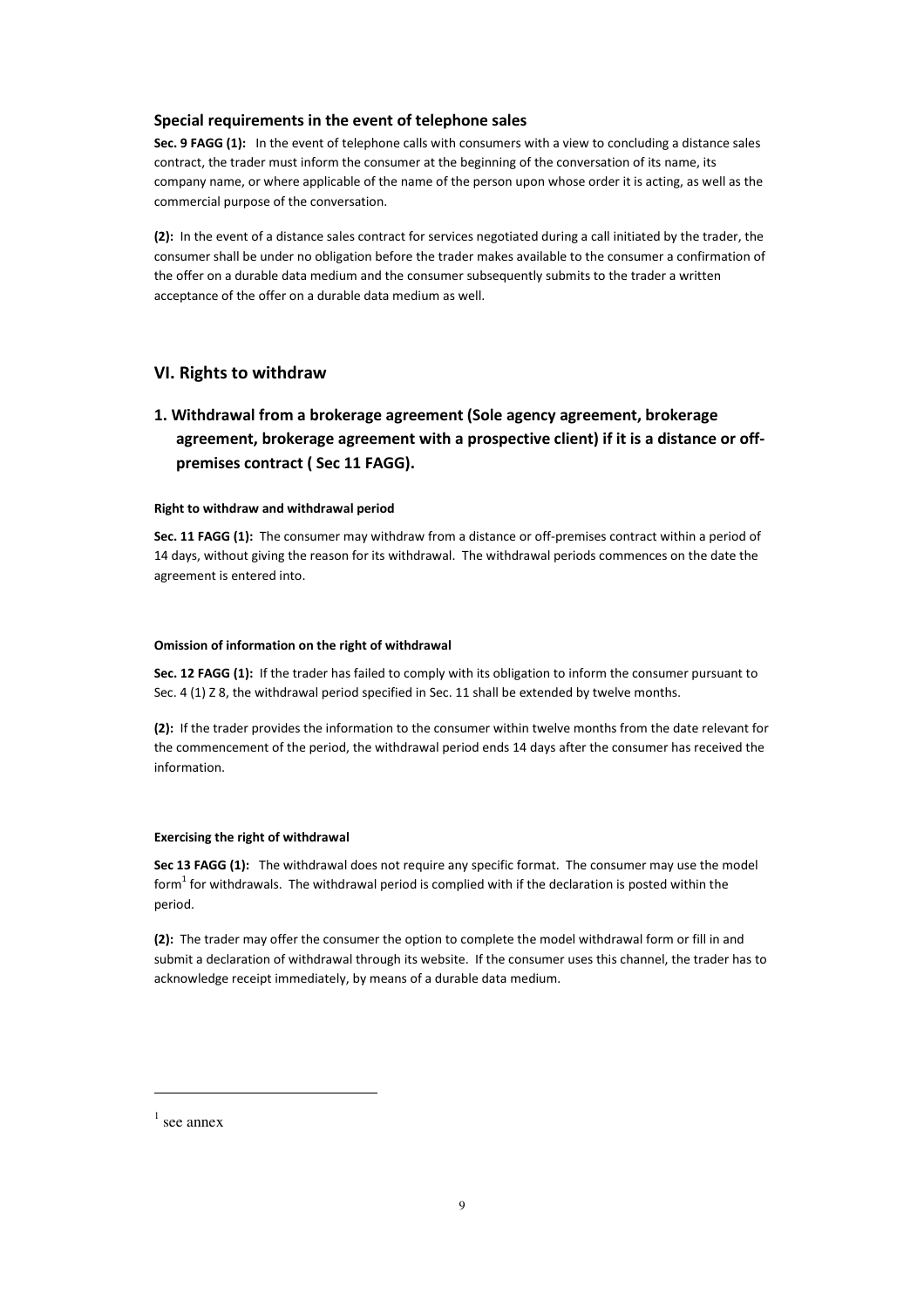### Special requirements in the event of telephone sales

**Sec. 9 FAGG (1):** In the event of telephone calls with consumers with a view to concluding a distance sales contract, the trader must inform the consumer at the beginning of the conversation of its name, its company name, or where applicable of the name of the person upon whose order it is acting, as well as the commercial purpose of the conversation.

**(2):** In the event of a distance sales contract for services negotiated during a call initiated by the trader, the consumer shall be under no obligation before the trader makes available to the consumer a confirmation of the offer on a durable data medium and the consumer subsequently submits to the trader a written acceptance of the offer on a durable data medium as well.

## VI. Rights to withdraw

### 1. Withdrawal from a brokerage agreement (Sole agency agreement, brokerage agreement, brokerage agreement with a prospective client) if it is a distance or off-premises contract ( Sec 11 FAGG).

#### Right to withdraw and withdrawal period

**Sec. 11 FAGG (1):** The consumer may withdraw from a distance or off-premises contract within a period of 14 days, without giving the reason for its withdrawal. The withdrawal periods commences on the date the agreement is entered into.

#### Omission of information on the right of withdrawal

**Sec. 12 FAGG (1):** If the trader has failed to comply with its obligation to inform the consumer pursuant to Sec. 4 (1) Z 8, the withdrawal period specified in Sec. 11 shall be extended by twelve months.

**(2):** If the trader provides the information to the consumer within twelve months from the date relevant for the commencement of the period, the withdrawal period ends 14 days after the consumer has received the information.

#### Exercising the right of withdrawal

**Sec 13 FAGG (1):** The withdrawal does not require any specific format. The consumer may use the model form[1] for withdrawals. The withdrawal period is complied with if the declaration is posted within the period.

**(2):** The trader may offer the consumer the option to complete the model withdrawal form or fill in and submit a declaration of withdrawal through its website. If the consumer uses this channel, the trader has to acknowledge receipt immediately, by means of a durable data medium.

[1] see annex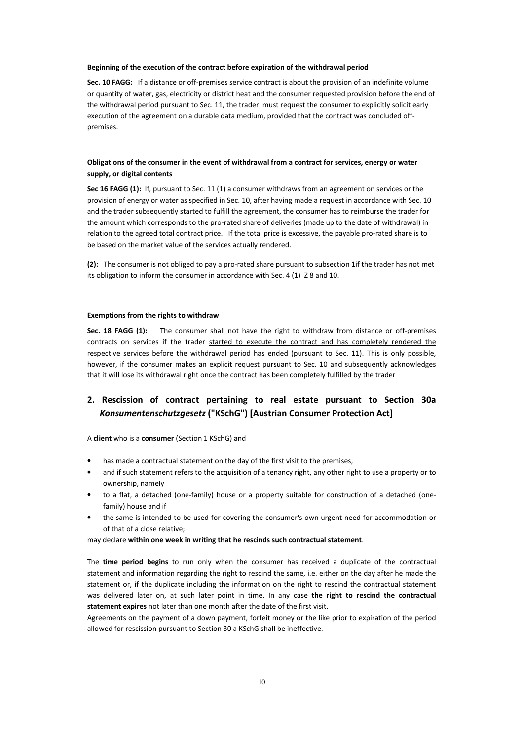**Beginning of the execution of the contract before expiration of the withdrawal period**

**Sec. 10 FAGG:** If a distance or off-premises service contract is about the provision of an indefinite volume or quantity of water, gas, electricity or district heat and the consumer requested provision before the end of the withdrawal period pursuant to Sec. 11, the trader must request the consumer to explicitly solicit early execution of the agreement on a durable data medium, provided that the contract was concluded off-premises.

**Obligations of the consumer in the event of withdrawal from a contract for services, energy or water supply, or digital contents**

**Sec 16 FAGG (1):** If, pursuant to Sec. 11 (1) a consumer withdraws from an agreement on services or the provision of energy or water as specified in Sec. 10, after having made a request in accordance with Sec. 10 and the trader subsequently started to fulfill the agreement, the consumer has to reimburse the trader for the amount which corresponds to the pro-rated share of deliveries (made up to the date of withdrawal) in relation to the agreed total contract price. If the total price is excessive, the payable pro-rated share is to be based on the market value of the services actually rendered.

**(2):** The consumer is not obliged to pay a pro-rated share pursuant to subsection 1if the trader has not met its obligation to inform the consumer in accordance with Sec. 4 (1) Z 8 and 10.

**Exemptions from the rights to withdraw**

**Sec. 18 FAGG (1):** The consumer shall not have the right to withdraw from distance or off-premises contracts on services if the trader started to execute the contract and has completely rendered the respective services before the withdrawal period has ended (pursuant to Sec. 11). This is only possible, however, if the consumer makes an explicit request pursuant to Sec. 10 and subsequently acknowledges that it will lose its withdrawal right once the contract has been completely fulfilled by the trader

## 2. Rescission of contract pertaining to real estate pursuant to Section 30a *Konsumentenschutzgesetz* ("KSchG") [Austrian Consumer Protection Act]

A **client** who is a **consumer** (Section 1 KSchG) and

- has made a contractual statement on the day of the first visit to the premises,
- and if such statement refers to the acquisition of a tenancy right, any other right to use a property or to ownership, namely
- to a flat, a detached (one-family) house or a property suitable for construction of a detached (one-family) house and if
- the same is intended to be used for covering the consumer's own urgent need for accommodation or of that of a close relative;

may declare **within one week in writing that he rescinds such contractual statement**.

The **time period begins** to run only when the consumer has received a duplicate of the contractual statement and information regarding the right to rescind the same, i.e. either on the day after he made the statement or, if the duplicate including the information on the right to rescind the contractual statement was delivered later on, at such later point in time. In any case **the right to rescind the contractual statement expires** not later than one month after the date of the first visit.

Agreements on the payment of a down payment, forfeit money or the like prior to expiration of the period allowed for rescission pursuant to Section 30 a KSchG shall be ineffective.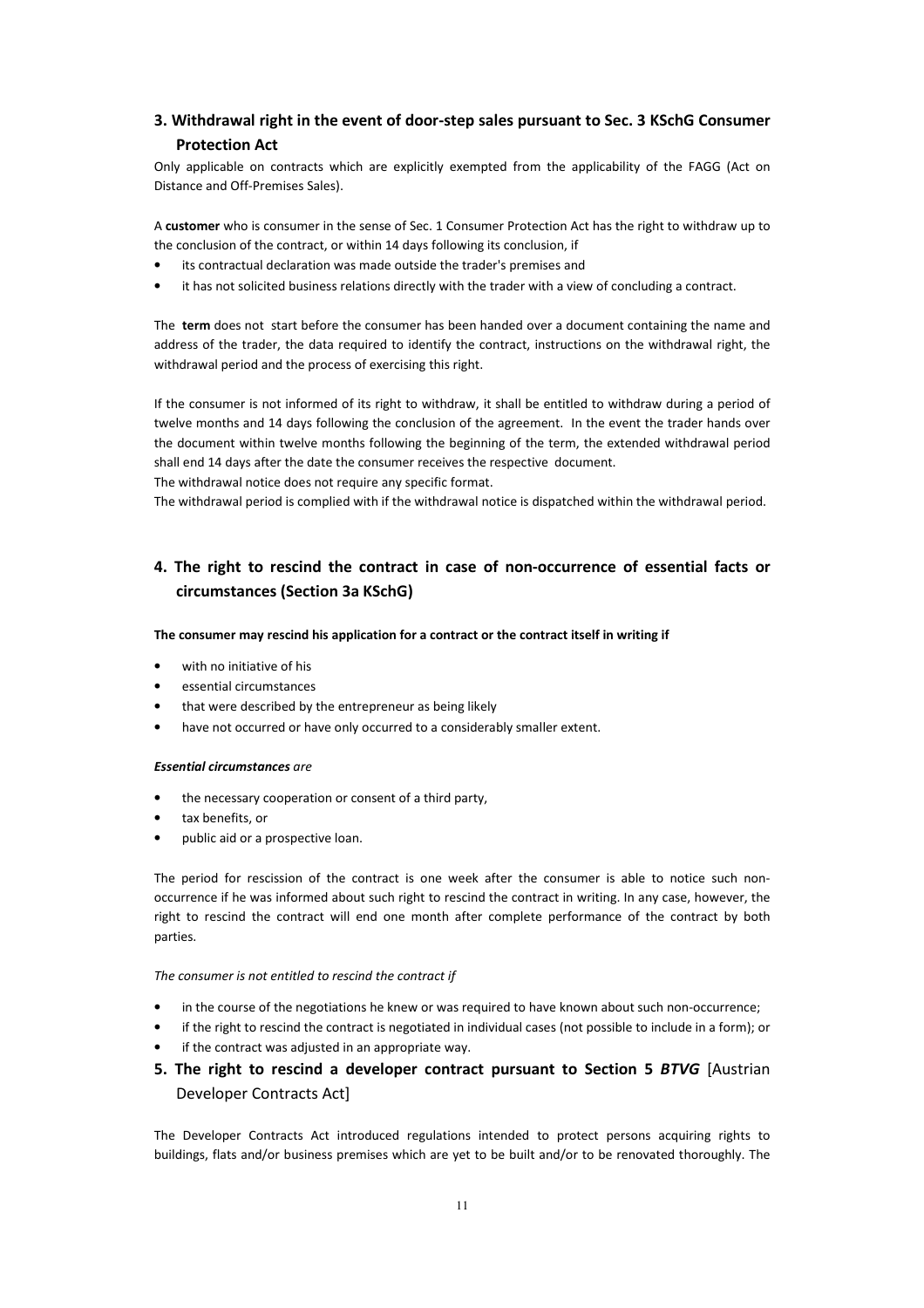## 3. Withdrawal right in the event of door-step sales pursuant to Sec. 3 KSchG Consumer Protection Act

Only applicable on contracts which are explicitly exempted from the applicability of the FAGG (Act on Distance and Off-Premises Sales).

A **customer** who is consumer in the sense of Sec. 1 Consumer Protection Act has the right to withdraw up to the conclusion of the contract, or within 14 days following its conclusion, if

- its contractual declaration was made outside the trader's premises and
- it has not solicited business relations directly with the trader with a view of concluding a contract.

The **term** does not start before the consumer has been handed over a document containing the name and address of the trader, the data required to identify the contract, instructions on the withdrawal right, the withdrawal period and the process of exercising this right.

If the consumer is not informed of its right to withdraw, it shall be entitled to withdraw during a period of twelve months and 14 days following the conclusion of the agreement. In the event the trader hands over the document within twelve months following the beginning of the term, the extended withdrawal period shall end 14 days after the date the consumer receives the respective document.

The withdrawal notice does not require any specific format.

The withdrawal period is complied with if the withdrawal notice is dispatched within the withdrawal period.

## 4. The right to rescind the contract in case of non-occurrence of essential facts or circumstances (Section 3a KSchG)

**The consumer may rescind his application for a contract or the contract itself in writing if**

- with no initiative of his
- essential circumstances
- that were described by the entrepreneur as being likely
- have not occurred or have only occurred to a considerably smaller extent.

***Essential circumstances*** *are*

- the necessary cooperation or consent of a third party,
- tax benefits, or
- public aid or a prospective loan.

The period for rescission of the contract is one week after the consumer is able to notice such non-occurrence if he was informed about such right to rescind the contract in writing. In any case, however, the right to rescind the contract will end one month after complete performance of the contract by both parties.

*The consumer is not entitled to rescind the contract if*

- in the course of the negotiations he knew or was required to have known about such non-occurrence;
- if the right to rescind the contract is negotiated in individual cases (not possible to include in a form); or
- if the contract was adjusted in an appropriate way.

## 5. The right to rescind a developer contract pursuant to Section 5 *BTVG* [Austrian Developer Contracts Act]

The Developer Contracts Act introduced regulations intended to protect persons acquiring rights to buildings, flats and/or business premises which are yet to be built and/or to be renovated thoroughly. The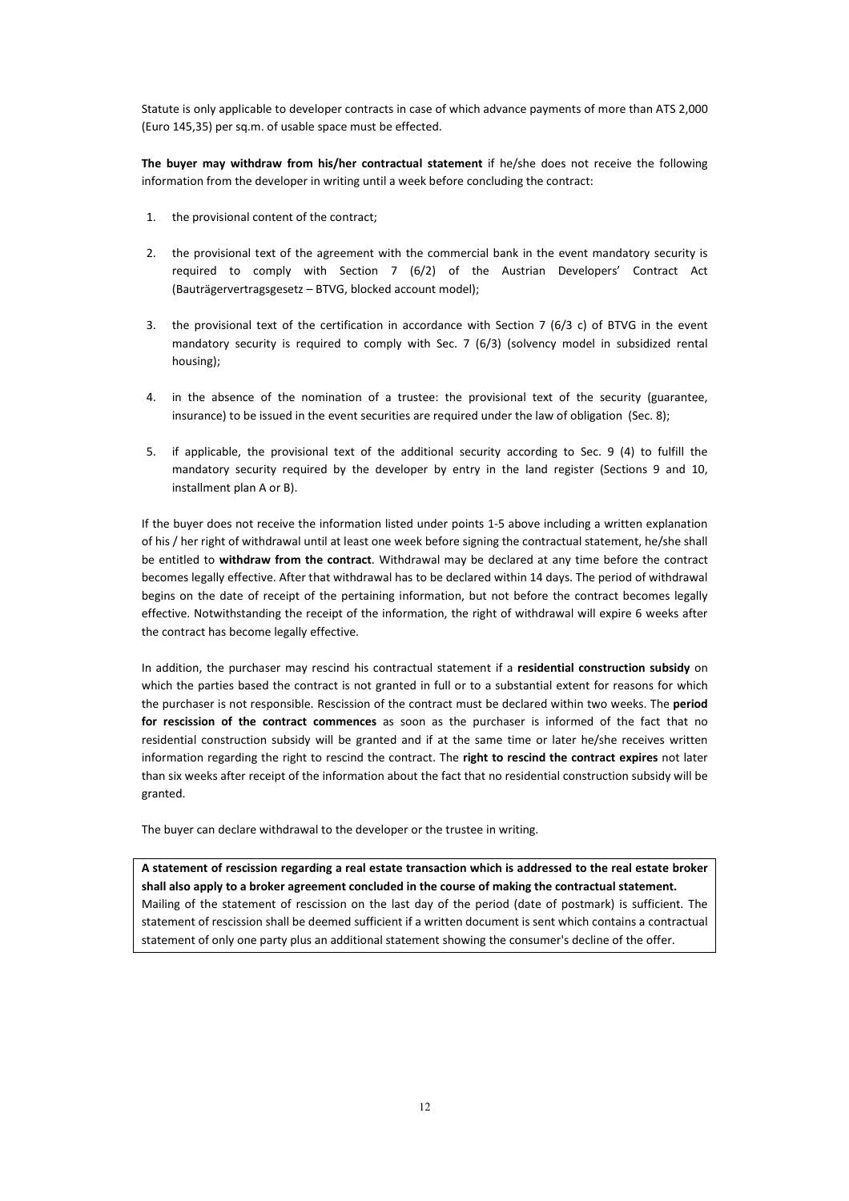Statute is only applicable to developer contracts in case of which advance payments of more than ATS 2,000 (Euro 145,35) per sq.m. of usable space must be effected.

**The buyer may withdraw from his/her contractual statement** if he/she does not receive the following information from the developer in writing until a week before concluding the contract:

1. the provisional content of the contract;
2. the provisional text of the agreement with the commercial bank in the event mandatory security is required to comply with Section 7 (6/2) of the Austrian Developers' Contract Act (Bauträgervertragsgesetz – BTVG, blocked account model);
3. the provisional text of the certification in accordance with Section 7 (6/3 c) of BTVG in the event mandatory security is required to comply with Sec. 7 (6/3) (solvency model in subsidized rental housing);
4. in the absence of the nomination of a trustee: the provisional text of the security (guarantee, insurance) to be issued in the event securities are required under the law of obligation (Sec. 8);
5. if applicable, the provisional text of the additional security according to Sec. 9 (4) to fulfill the mandatory security required by the developer by entry in the land register (Sections 9 and 10, installment plan A or B).

If the buyer does not receive the information listed under points 1-5 above including a written explanation of his / her right of withdrawal until at least one week before signing the contractual statement, he/she shall be entitled to **withdraw from the contract**. Withdrawal may be declared at any time before the contract becomes legally effective. After that withdrawal has to be declared within 14 days. The period of withdrawal begins on the date of receipt of the pertaining information, but not before the contract becomes legally effective. Notwithstanding the receipt of the information, the right of withdrawal will expire 6 weeks after the contract has become legally effective.

In addition, the purchaser may rescind his contractual statement if a **residential construction subsidy** on which the parties based the contract is not granted in full or to a substantial extent for reasons for which the purchaser is not responsible. Rescission of the contract must be declared within two weeks. The **period for rescission of the contract commences** as soon as the purchaser is informed of the fact that no residential construction subsidy will be granted and if at the same time or later he/she receives written information regarding the right to rescind the contract. The **right to rescind the contract expires** not later than six weeks after receipt of the information about the fact that no residential construction subsidy will be granted.

The buyer can declare withdrawal to the developer or the trustee in writing.

**A statement of rescission regarding a real estate transaction which is addressed to the real estate broker shall also apply to a broker agreement concluded in the course of making the contractual statement.**
Mailing of the statement of rescission on the last day of the period (date of postmark) is sufficient. The statement of rescission shall be deemed sufficient if a written document is sent which contains a contractual statement of only one party plus an additional statement showing the consumer's decline of the offer.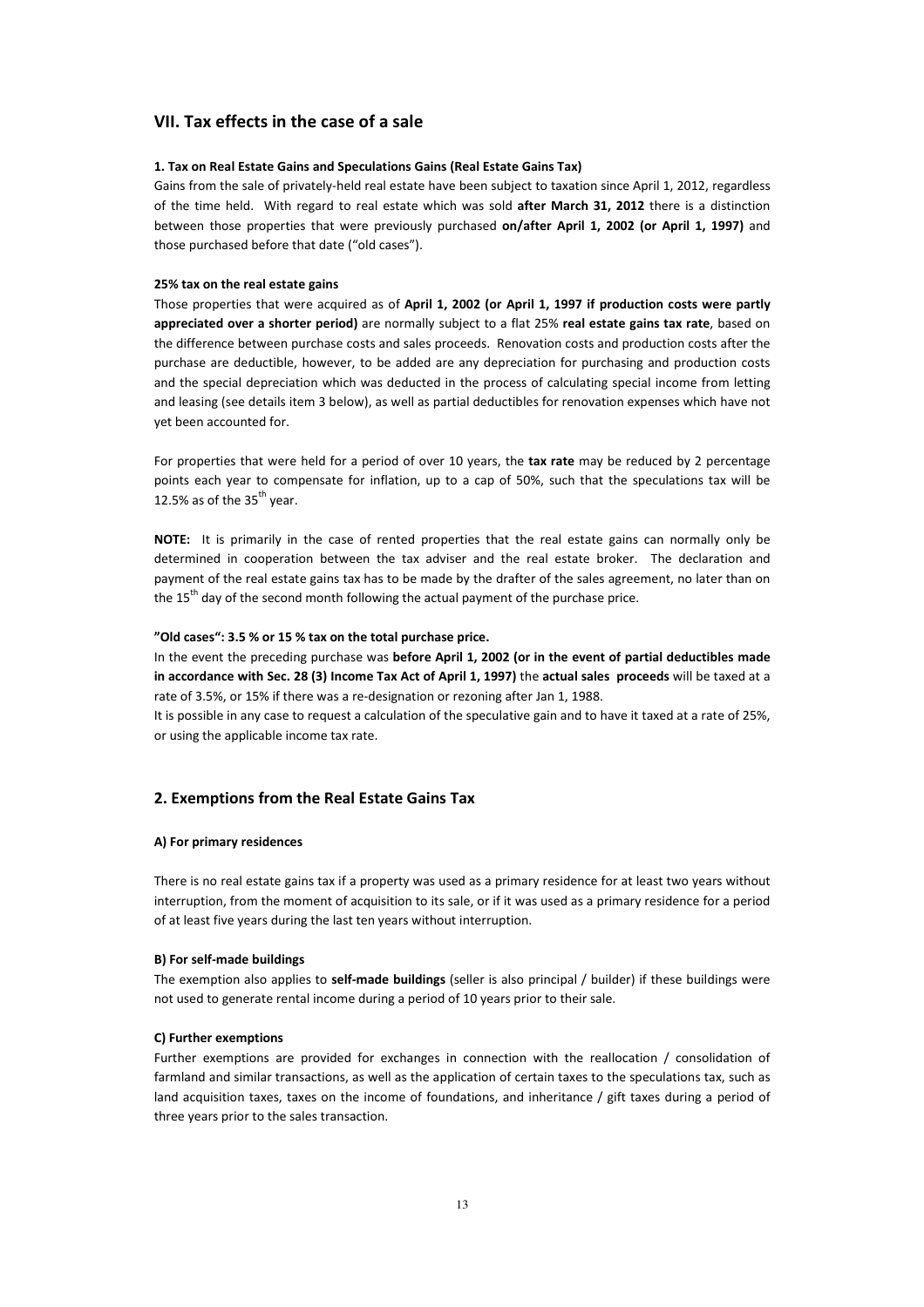## VII. Tax effects in the case of a sale

#### 1. Tax on Real Estate Gains and Speculations Gains (Real Estate Gains Tax)

Gains from the sale of privately-held real estate have been subject to taxation since April 1, 2012, regardless of the time held. With regard to real estate which was sold **after March 31, 2012** there is a distinction between those properties that were previously purchased **on/after April 1, 2002 (or April 1, 1997)** and those purchased before that date ("old cases").

#### 25% tax on the real estate gains

Those properties that were acquired as of **April 1, 2002 (or April 1, 1997 if production costs were partly appreciated over a shorter period)** are normally subject to a flat 25% **real estate gains tax rate**, based on the difference between purchase costs and sales proceeds. Renovation costs and production costs after the purchase are deductible, however, to be added are any depreciation for purchasing and production costs and the special depreciation which was deducted in the process of calculating special income from letting and leasing (see details item 3 below), as well as partial deductibles for renovation expenses which have not yet been accounted for.

For properties that were held for a period of over 10 years, the **tax rate** may be reduced by 2 percentage points each year to compensate for inflation, up to a cap of 50%, such that the speculations tax will be 12.5% as of the 35th year.

**NOTE:** It is primarily in the case of rented properties that the real estate gains can normally only be determined in cooperation between the tax adviser and the real estate broker. The declaration and payment of the real estate gains tax has to be made by the drafter of the sales agreement, no later than on the 15th day of the second month following the actual payment of the purchase price.

#### "Old cases": 3.5 % or 15 % tax on the total purchase price.

In the event the preceding purchase was **before April 1, 2002 (or in the event of partial deductibles made in accordance with Sec. 28 (3) Income Tax Act of April 1, 1997)** the **actual sales proceeds** will be taxed at a rate of 3.5%, or 15% if there was a re-designation or rezoning after Jan 1, 1988.

It is possible in any case to request a calculation of the speculative gain and to have it taxed at a rate of 25%, or using the applicable income tax rate.

### 2. Exemptions from the Real Estate Gains Tax

#### A) For primary residences

There is no real estate gains tax if a property was used as a primary residence for at least two years without interruption, from the moment of acquisition to its sale, or if it was used as a primary residence for a period of at least five years during the last ten years without interruption.

#### B) For self-made buildings

The exemption also applies to **self-made buildings** (seller is also principal / builder) if these buildings were not used to generate rental income during a period of 10 years prior to their sale.

#### C) Further exemptions

Further exemptions are provided for exchanges in connection with the reallocation / consolidation of farmland and similar transactions, as well as the application of certain taxes to the speculations tax, such as land acquisition taxes, taxes on the income of foundations, and inheritance / gift taxes during a period of three years prior to the sales transaction.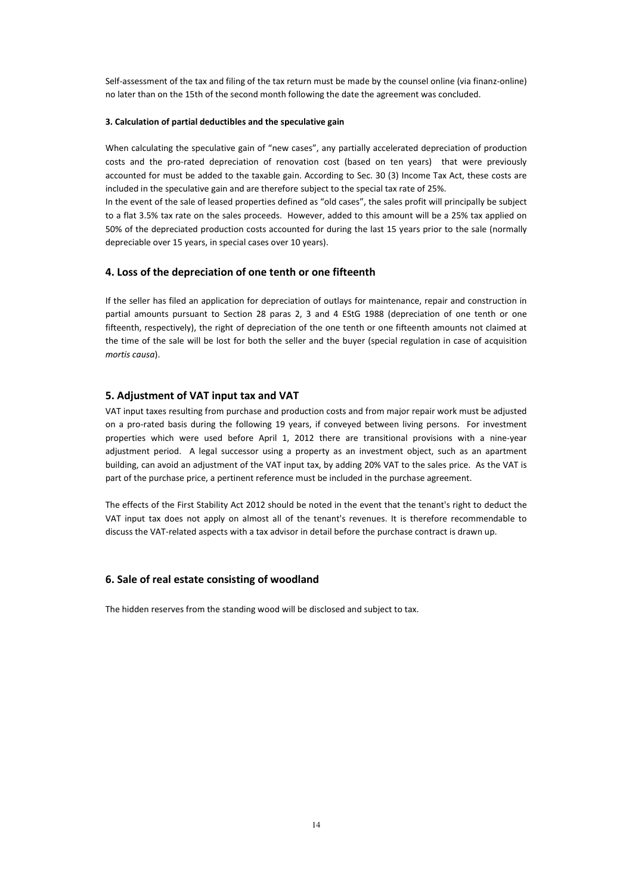Self-assessment of the tax and filing of the tax return must be made by the counsel online (via finanz-online) no later than on the 15th of the second month following the date the agreement was concluded.

#### 3. Calculation of partial deductibles and the speculative gain

When calculating the speculative gain of "new cases", any partially accelerated depreciation of production costs and the pro-rated depreciation of renovation cost (based on ten years) that were previously accounted for must be added to the taxable gain. According to Sec. 30 (3) Income Tax Act, these costs are included in the speculative gain and are therefore subject to the special tax rate of 25%.
In the event of the sale of leased properties defined as "old cases", the sales profit will principally be subject to a flat 3.5% tax rate on the sales proceeds. However, added to this amount will be a 25% tax applied on 50% of the depreciated production costs accounted for during the last 15 years prior to the sale (normally depreciable over 15 years, in special cases over 10 years).

### 4. Loss of the depreciation of one tenth or one fifteenth

If the seller has filed an application for depreciation of outlays for maintenance, repair and construction in partial amounts pursuant to Section 28 paras 2, 3 and 4 EStG 1988 (depreciation of one tenth or one fifteenth, respectively), the right of depreciation of the one tenth or one fifteenth amounts not claimed at the time of the sale will be lost for both the seller and the buyer (special regulation in case of acquisition *mortis causa*).

### 5. Adjustment of VAT input tax and VAT

VAT input taxes resulting from purchase and production costs and from major repair work must be adjusted on a pro-rated basis during the following 19 years, if conveyed between living persons. For investment properties which were used before April 1, 2012 there are transitional provisions with a nine-year adjustment period. A legal successor using a property as an investment object, such as an apartment building, can avoid an adjustment of the VAT input tax, by adding 20% VAT to the sales price. As the VAT is part of the purchase price, a pertinent reference must be included in the purchase agreement.

The effects of the First Stability Act 2012 should be noted in the event that the tenant's right to deduct the VAT input tax does not apply on almost all of the tenant's revenues. It is therefore recommendable to discuss the VAT-related aspects with a tax advisor in detail before the purchase contract is drawn up.

### 6. Sale of real estate consisting of woodland

The hidden reserves from the standing wood will be disclosed and subject to tax.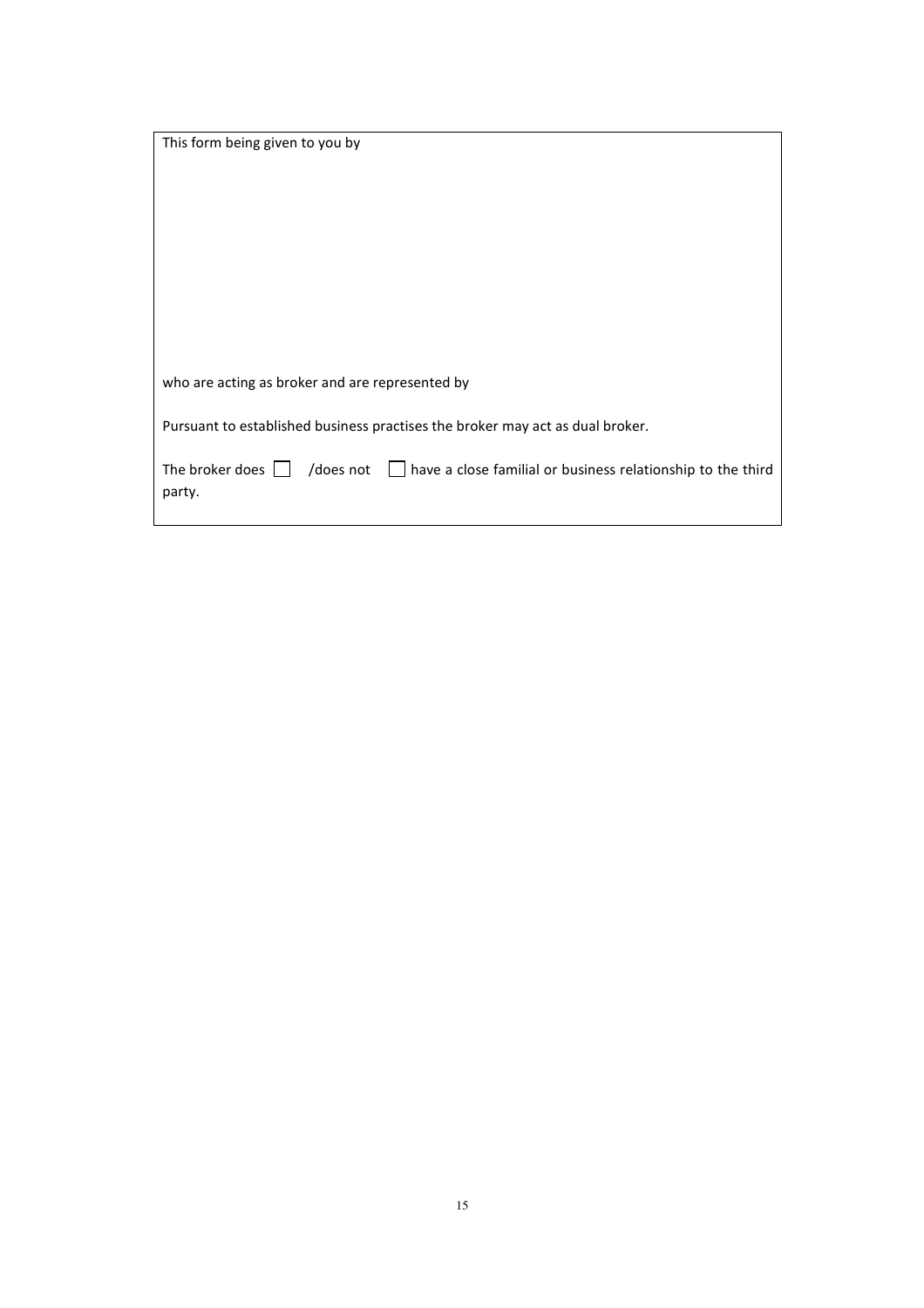This form being given to you by

who are acting as broker and are represented by

Pursuant to established business practises the broker may act as dual broker.

The broker does ☐ /does not ☐ have a close familial or business relationship to the third party.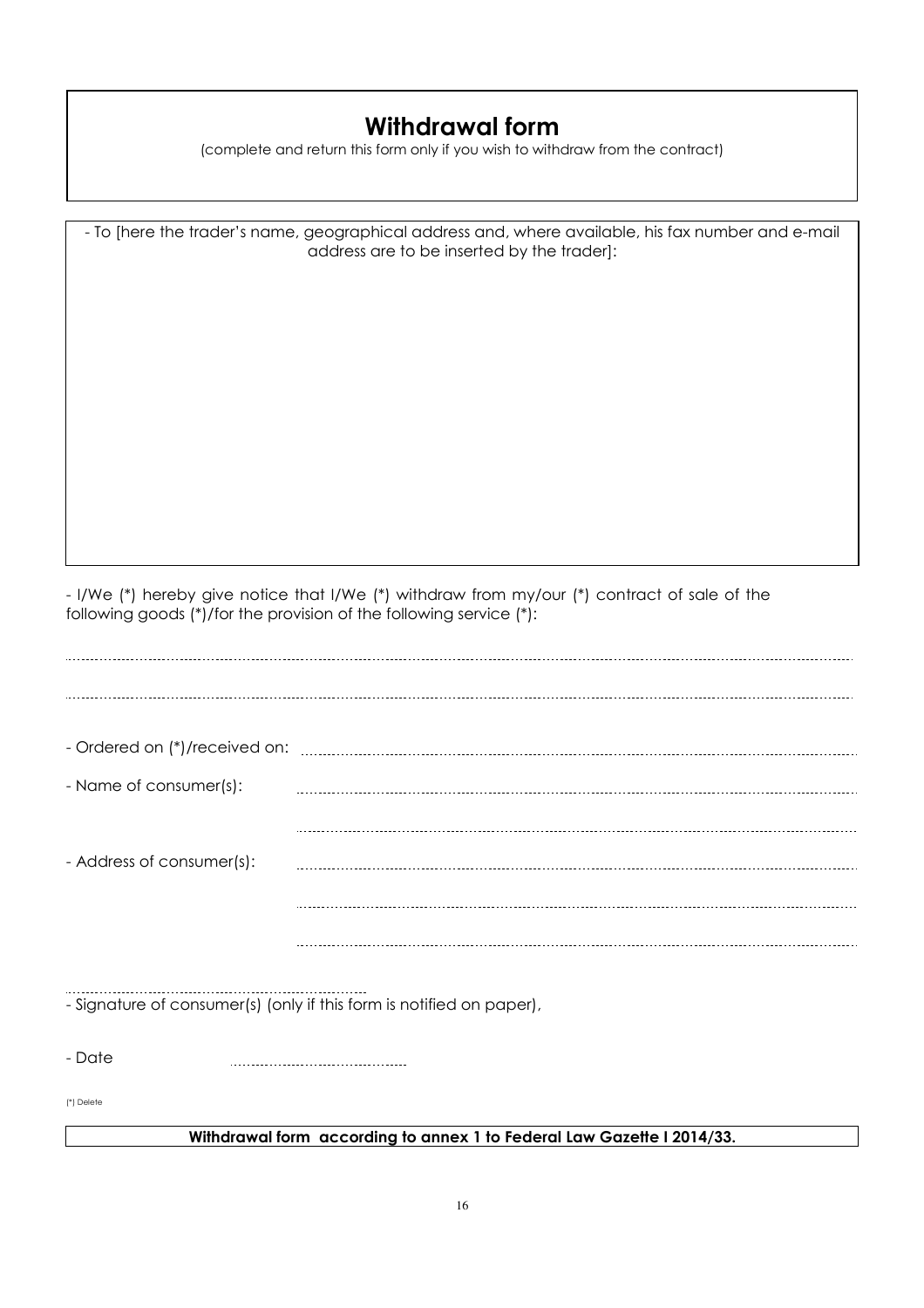# Withdrawal form

(complete and return this form only if you wish to withdraw from the contract)

- To [here the trader's name, geographical address and, where available, his fax number and e-mail address are to be inserted by the trader]:

- I/We (*) hereby give notice that I/We (*) withdraw from my/our (*) contract of sale of the following goods (*)/for the provision of the following service (*):

.........................................................................................................................................................................

.........................................................................................................................................................................

- Ordered on (*)/received on: .........................................................................................................................

- Name of consumer(s): .........................................................................................................................

.........................................................................................................................

- Address of consumer(s): .........................................................................................................................

.........................................................................................................................

.........................................................................................................................

..............................................................................

- Signature of consumer(s) (only if this form is notified on paper),

- Date ..........................................

(*) Delete

**Withdrawal form according to annex 1 to Federal Law Gazette I 2014/33.**